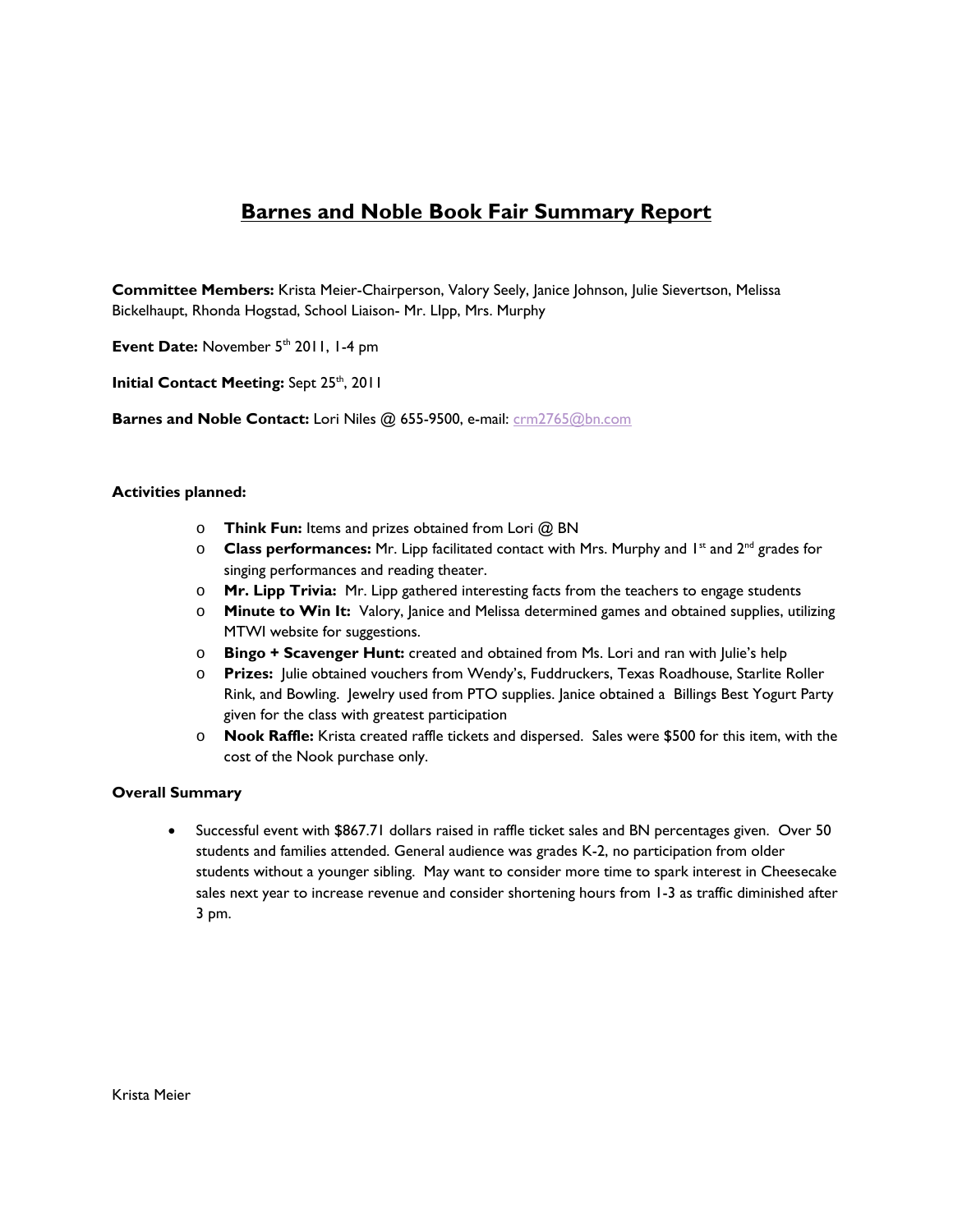# Barnes and Noble Book Fair Summary Report

**Committee Members:** Krista Meier-Chairperson, Valory Seely, Janice Johnson, Julie Sievertson, Melissa Bickelhaupt, Rhonda Hogstad, School Liaison- Mr. LIpp, Mrs. Murphy

**Event Date:** November 5th 2011, 1-4 pm

**Initial Contact Meeting:** Sept 25th, 2011

**Barnes and Noble Contact:** Lori Niles @ 655-9500, e-mail: crm2765@bn.com

**Activities planned:**

- **Think Fun:** Items and prizes obtained from Lori @ BN
- **Class performances:** Mr. Lipp facilitated contact with Mrs. Murphy and 1st and 2nd grades for singing performances and reading theater.
- **Mr. Lipp Trivia:** Mr. Lipp gathered interesting facts from the teachers to engage students
- **Minute to Win It:** Valory, Janice and Melissa determined games and obtained supplies, utilizing MTWI website for suggestions.
- **Bingo + Scavenger Hunt:** created and obtained from Ms. Lori and ran with Julie's help
- **Prizes:** Julie obtained vouchers from Wendy's, Fuddruckers, Texas Roadhouse, Starlite Roller Rink, and Bowling. Jewelry used from PTO supplies. Janice obtained a Billings Best Yogurt Party given for the class with greatest participation
- **Nook Raffle:** Krista created raffle tickets and dispersed. Sales were $500 for this item, with the cost of the Nook purchase only.

**Overall Summary**

- Successful event with $867.71 dollars raised in raffle ticket sales and BN percentages given. Over 50 students and families attended. General audience was grades K-2, no participation from older students without a younger sibling. May want to consider more time to spark interest in Cheesecake sales next year to increase revenue and consider shortening hours from 1-3 as traffic diminished after 3 pm.

Krista Meier